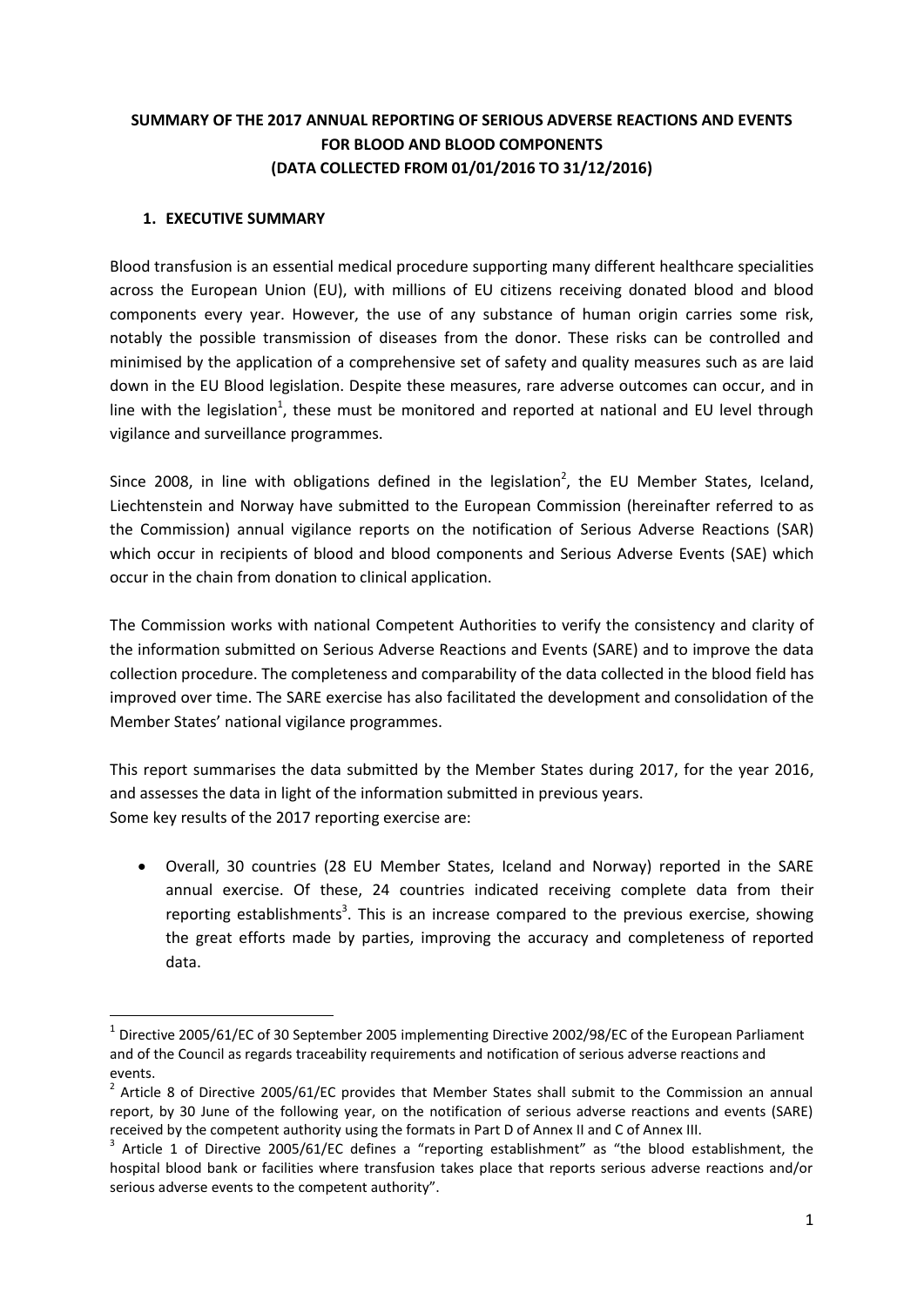# SUMMARY OF THE 2017 ANNUAL REPORTING OF SERIOUS ADVERSE REACTIONS AND EVENTS FOR BLOOD AND BLOOD COMPONENTS (DATA COLLECTED FROM 01/01/2016 TO 31/12/2016)

## 1. EXECUTIVE SUMMARY

Blood transfusion is an essential medical procedure supporting many different healthcare specialities across the European Union (EU), with millions of EU citizens receiving donated blood and blood components every year. However, the use of any substance of human origin carries some risk, notably the possible transmission of diseases from the donor. These risks can be controlled and minimised by the application of a comprehensive set of safety and quality measures such as are laid down in the EU Blood legislation. Despite these measures, rare adverse outcomes can occur, and in line with the legislation[1], these must be monitored and reported at national and EU level through vigilance and surveillance programmes.

Since 2008, in line with obligations defined in the legislation[2], the EU Member States, Iceland, Liechtenstein and Norway have submitted to the European Commission (hereinafter referred to as the Commission) annual vigilance reports on the notification of Serious Adverse Reactions (SAR) which occur in recipients of blood and blood components and Serious Adverse Events (SAE) which occur in the chain from donation to clinical application.

The Commission works with national Competent Authorities to verify the consistency and clarity of the information submitted on Serious Adverse Reactions and Events (SARE) and to improve the data collection procedure. The completeness and comparability of the data collected in the blood field has improved over time. The SARE exercise has also facilitated the development and consolidation of the Member States' national vigilance programmes.

This report summarises the data submitted by the Member States during 2017, for the year 2016, and assesses the data in light of the information submitted in previous years.
Some key results of the 2017 reporting exercise are:

- Overall, 30 countries (28 EU Member States, Iceland and Norway) reported in the SARE annual exercise. Of these, 24 countries indicated receiving complete data from their reporting establishments[3]. This is an increase compared to the previous exercise, showing the great efforts made by parties, improving the accuracy and completeness of reported data.

---

[1] Directive 2005/61/EC of 30 September 2005 implementing Directive 2002/98/EC of the European Parliament and of the Council as regards traceability requirements and notification of serious adverse reactions and events.

[2] Article 8 of Directive 2005/61/EC provides that Member States shall submit to the Commission an annual report, by 30 June of the following year, on the notification of serious adverse reactions and events (SARE) received by the competent authority using the formats in Part D of Annex II and C of Annex III.

[3] Article 1 of Directive 2005/61/EC defines a "reporting establishment" as "the blood establishment, the hospital blood bank or facilities where transfusion takes place that reports serious adverse reactions and/or serious adverse events to the competent authority".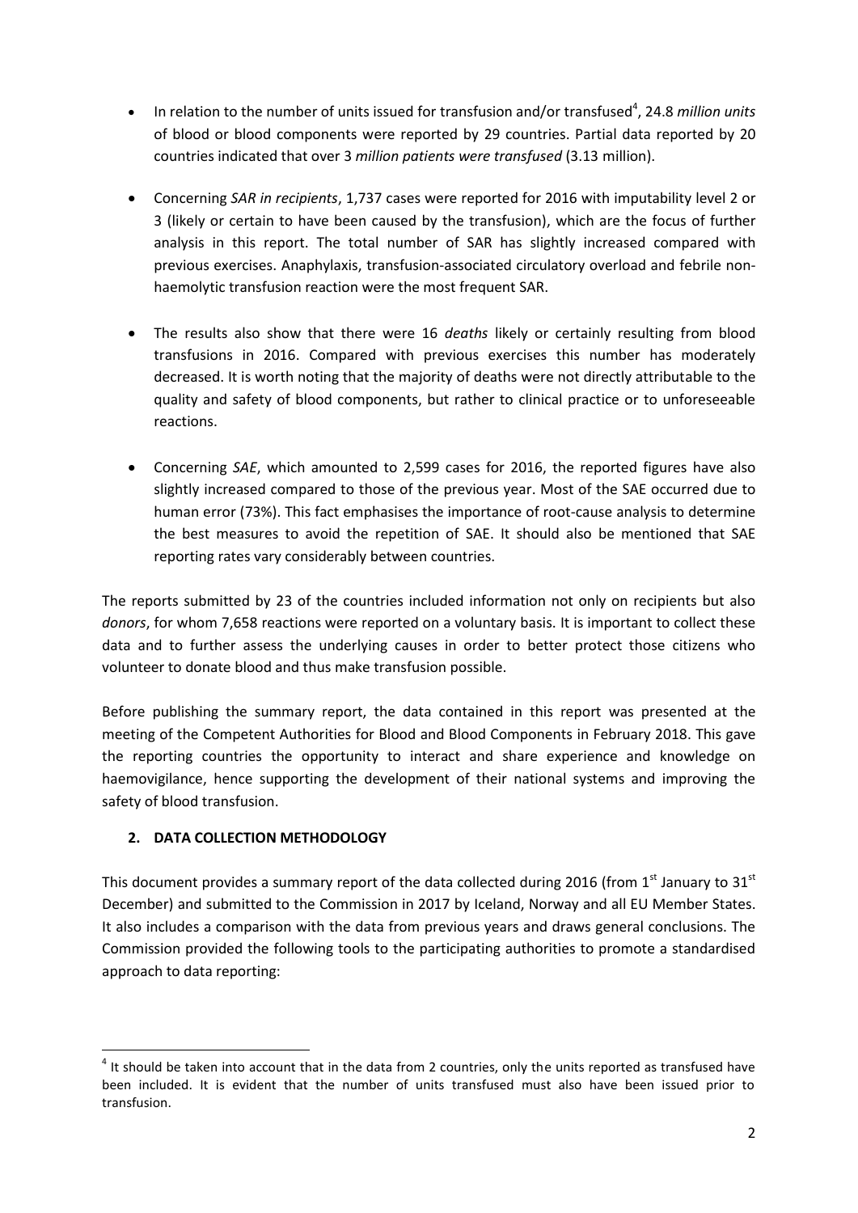- In relation to the number of units issued for transfusion and/or transfused[4], 24.8 *million units* of blood or blood components were reported by 29 countries. Partial data reported by 20 countries indicated that over 3 *million patients were transfused* (3.13 million).

- Concerning *SAR in recipients*, 1,737 cases were reported for 2016 with imputability level 2 or 3 (likely or certain to have been caused by the transfusion), which are the focus of further analysis in this report. The total number of SAR has slightly increased compared with previous exercises. Anaphylaxis, transfusion-associated circulatory overload and febrile non-haemolytic transfusion reaction were the most frequent SAR.

- The results also show that there were 16 *deaths* likely or certainly resulting from blood transfusions in 2016. Compared with previous exercises this number has moderately decreased. It is worth noting that the majority of deaths were not directly attributable to the quality and safety of blood components, but rather to clinical practice or to unforeseeable reactions.

- Concerning *SAE*, which amounted to 2,599 cases for 2016, the reported figures have also slightly increased compared to those of the previous year. Most of the SAE occurred due to human error (73%). This fact emphasises the importance of root-cause analysis to determine the best measures to avoid the repetition of SAE. It should also be mentioned that SAE reporting rates vary considerably between countries.

The reports submitted by 23 of the countries included information not only on recipients but also *donors*, for whom 7,658 reactions were reported on a voluntary basis. It is important to collect these data and to further assess the underlying causes in order to better protect those citizens who volunteer to donate blood and thus make transfusion possible.

Before publishing the summary report, the data contained in this report was presented at the meeting of the Competent Authorities for Blood and Blood Components in February 2018. This gave the reporting countries the opportunity to interact and share experience and knowledge on haemovigilance, hence supporting the development of their national systems and improving the safety of blood transfusion.

## 2. DATA COLLECTION METHODOLOGY

This document provides a summary report of the data collected during 2016 (from 1st January to 31st December) and submitted to the Commission in 2017 by Iceland, Norway and all EU Member States. It also includes a comparison with the data from previous years and draws general conclusions. The Commission provided the following tools to the participating authorities to promote a standardised approach to data reporting:

[4] It should be taken into account that in the data from 2 countries, only the units reported as transfused have been included. It is evident that the number of units transfused must also have been issued prior to transfusion.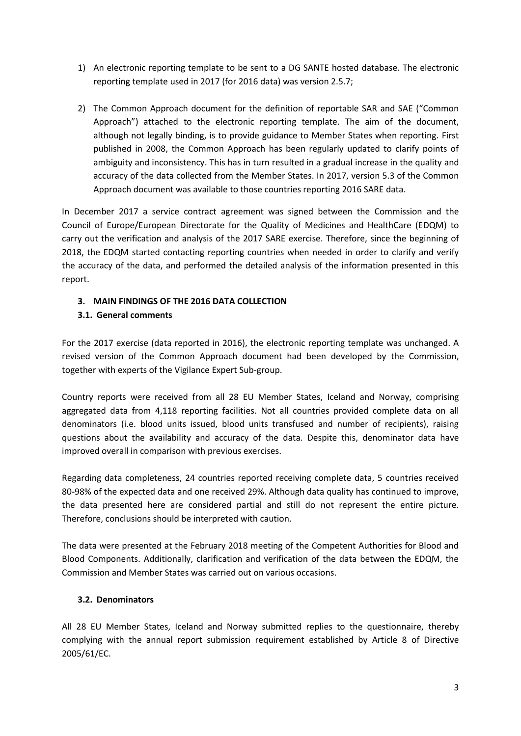1) An electronic reporting template to be sent to a DG SANTE hosted database. The electronic reporting template used in 2017 (for 2016 data) was version 2.5.7;

2) The Common Approach document for the definition of reportable SAR and SAE ("Common Approach") attached to the electronic reporting template. The aim of the document, although not legally binding, is to provide guidance to Member States when reporting. First published in 2008, the Common Approach has been regularly updated to clarify points of ambiguity and inconsistency. This has in turn resulted in a gradual increase in the quality and accuracy of the data collected from the Member States. In 2017, version 5.3 of the Common Approach document was available to those countries reporting 2016 SARE data.

In December 2017 a service contract agreement was signed between the Commission and the Council of Europe/European Directorate for the Quality of Medicines and HealthCare (EDQM) to carry out the verification and analysis of the 2017 SARE exercise. Therefore, since the beginning of 2018, the EDQM started contacting reporting countries when needed in order to clarify and verify the accuracy of the data, and performed the detailed analysis of the information presented in this report.

## 3. MAIN FINDINGS OF THE 2016 DATA COLLECTION

### 3.1. General comments

For the 2017 exercise (data reported in 2016), the electronic reporting template was unchanged. A revised version of the Common Approach document had been developed by the Commission, together with experts of the Vigilance Expert Sub-group.

Country reports were received from all 28 EU Member States, Iceland and Norway, comprising aggregated data from 4,118 reporting facilities. Not all countries provided complete data on all denominators (i.e. blood units issued, blood units transfused and number of recipients), raising questions about the availability and accuracy of the data. Despite this, denominator data have improved overall in comparison with previous exercises.

Regarding data completeness, 24 countries reported receiving complete data, 5 countries received 80-98% of the expected data and one received 29%. Although data quality has continued to improve, the data presented here are considered partial and still do not represent the entire picture. Therefore, conclusions should be interpreted with caution.

The data were presented at the February 2018 meeting of the Competent Authorities for Blood and Blood Components. Additionally, clarification and verification of the data between the EDQM, the Commission and Member States was carried out on various occasions.

### 3.2. Denominators

All 28 EU Member States, Iceland and Norway submitted replies to the questionnaire, thereby complying with the annual report submission requirement established by Article 8 of Directive 2005/61/EC.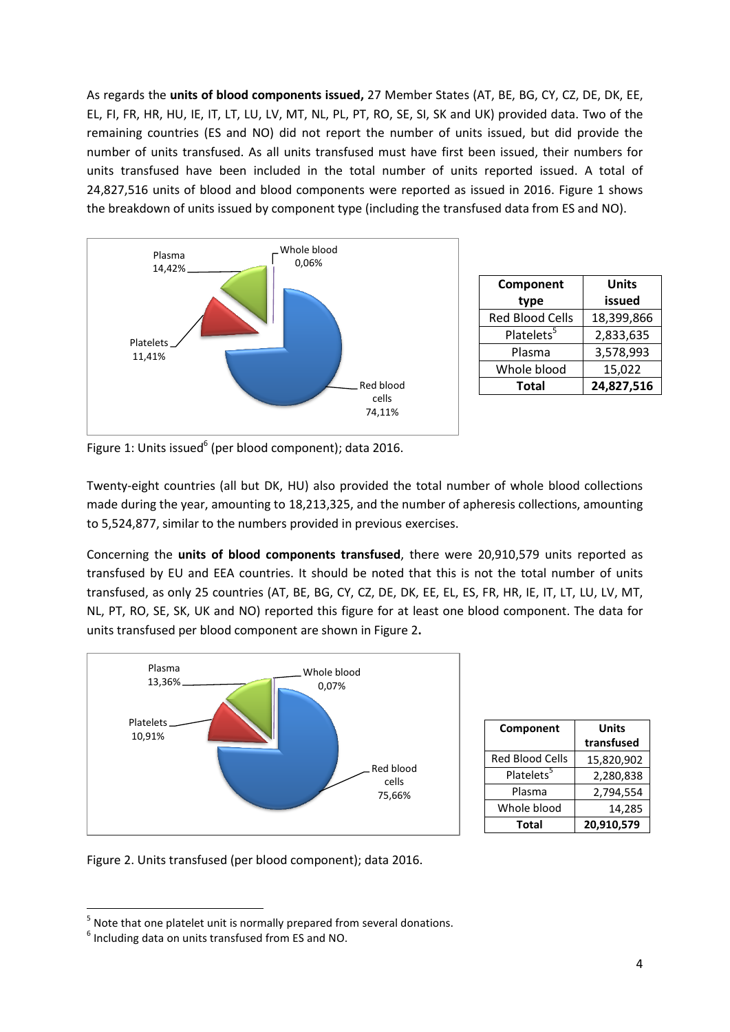As regards the **units of blood components issued,** 27 Member States (AT, BE, BG, CY, CZ, DE, DK, EE, EL, FI, FR, HR, HU, IE, IT, LT, LU, LV, MT, NL, PL, PT, RO, SE, SI, SK and UK) provided data. Two of the remaining countries (ES and NO) did not report the number of units issued, but did provide the number of units transfused. As all units transfused must have first been issued, their numbers for units transfused have been included in the total number of units reported issued. A total of 24,827,516 units of blood and blood components were reported as issued in 2016. Figure 1 shows the breakdown of units issued by component type (including the transfused data from ES and NO).

| Component type | Units issued |
|---|---|
| Red Blood Cells | 18,399,866 |
| Platelets[5] | 2,833,635 |
| Plasma | 3,578,993 |
| Whole blood | 15,022 |
| **Total** | **24,827,516** |

Figure 1: Units issued[6] (per blood component); data 2016.

Twenty-eight countries (all but DK, HU) also provided the total number of whole blood collections made during the year, amounting to 18,213,325, and the number of apheresis collections, amounting to 5,524,877, similar to the numbers provided in previous exercises.

Concerning the **units of blood components transfused**, there were 20,910,579 units reported as transfused by EU and EEA countries. It should be noted that this is not the total number of units transfused, as only 25 countries (AT, BE, BG, CY, CZ, DE, DK, EE, EL, ES, FR, HR, IE, IT, LT, LU, LV, MT, NL, PT, RO, SE, SK, UK and NO) reported this figure for at least one blood component. The data for units transfused per blood component are shown in Figure 2**.**

| Component | Units transfused |
|---|---|
| Red Blood Cells | 15,820,902 |
| Platelets[5] | 2,280,838 |
| Plasma | 2,794,554 |
| Whole blood | 14,285 |
| **Total** | **20,910,579** |

Figure 2. Units transfused (per blood component); data 2016.

[5] Note that one platelet unit is normally prepared from several donations.

[6] Including data on units transfused from ES and NO.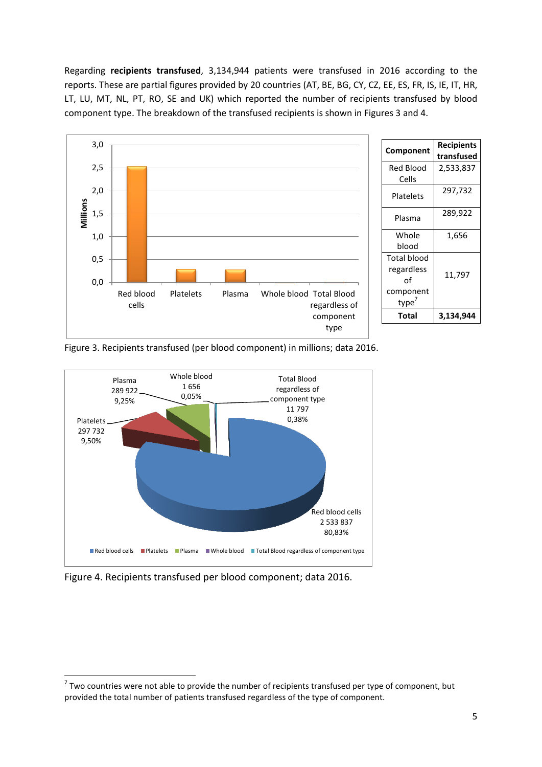Regarding **recipients transfused**, 3,134,944 patients were transfused in 2016 according to the reports. These are partial figures provided by 20 countries (AT, BE, BG, CY, CZ, EE, ES, FR, IS, IE, IT, HR, LT, LU, MT, NL, PT, RO, SE and UK) which reported the number of recipients transfused by blood component type. The breakdown of the transfused recipients is shown in Figures 3 and 4.

| Component | Recipients transfused |
|---|---|
| Red Blood Cells | 2,533,837 |
| Platelets | 297,732 |
| Plasma | 289,922 |
| Whole blood | 1,656 |
| Total blood regardless of component type[7] | 11,797 |
| **Total** | **3,134,944** |

Figure 3. Recipients transfused (per blood component) in millions; data 2016.

Figure 4. Recipients transfused per blood component; data 2016.

---

[7] Two countries were not able to provide the number of recipients transfused per type of component, but provided the total number of patients transfused regardless of the type of component.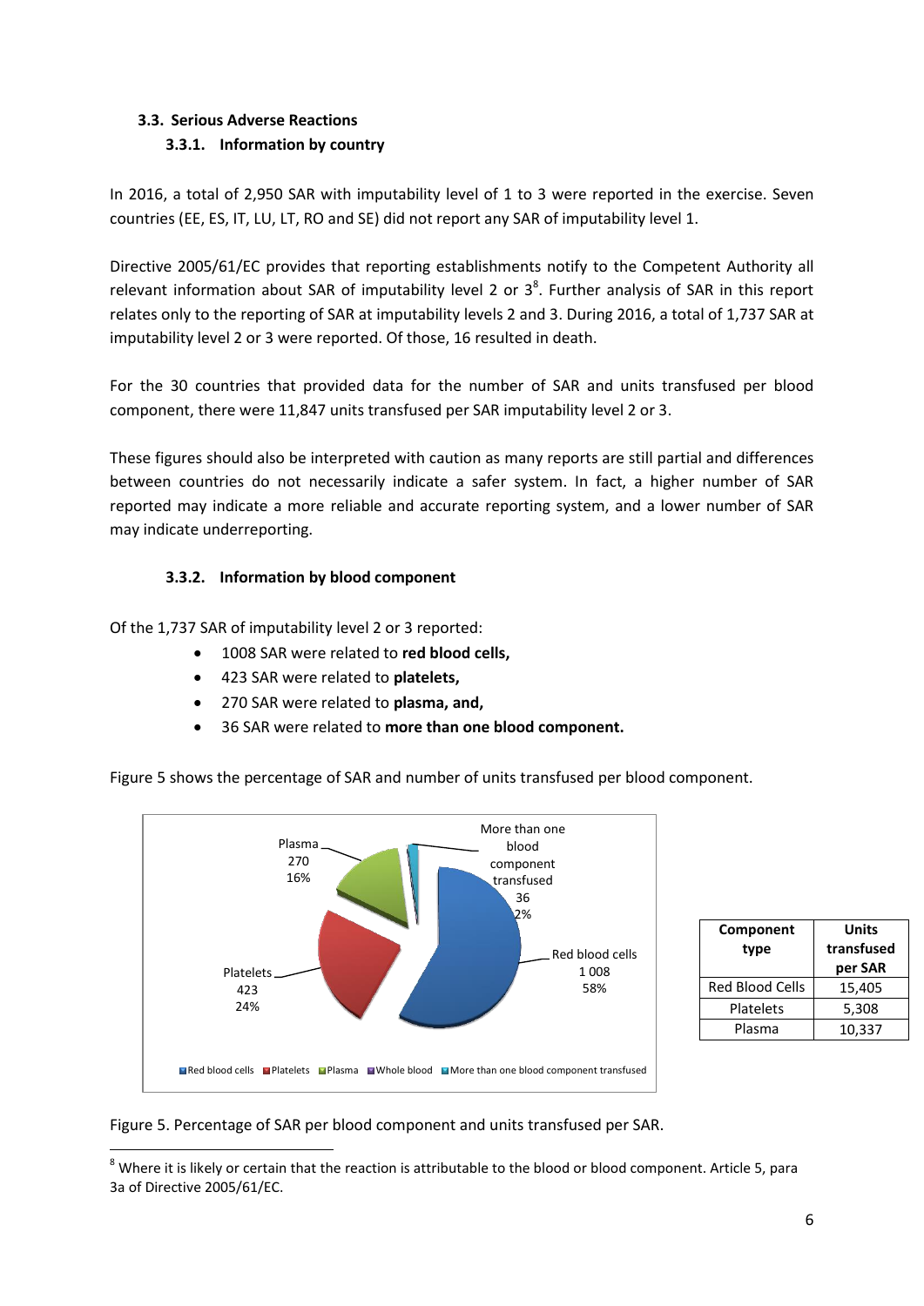### 3.3. Serious Adverse Reactions

#### 3.3.1. Information by country

In 2016, a total of 2,950 SAR with imputability level of 1 to 3 were reported in the exercise. Seven countries (EE, ES, IT, LU, LT, RO and SE) did not report any SAR of imputability level 1.

Directive 2005/61/EC provides that reporting establishments notify to the Competent Authority all relevant information about SAR of imputability level 2 or 3[8]. Further analysis of SAR in this report relates only to the reporting of SAR at imputability levels 2 and 3. During 2016, a total of 1,737 SAR at imputability level 2 or 3 were reported. Of those, 16 resulted in death.

For the 30 countries that provided data for the number of SAR and units transfused per blood component, there were 11,847 units transfused per SAR imputability level 2 or 3.

These figures should also be interpreted with caution as many reports are still partial and differences between countries do not necessarily indicate a safer system. In fact, a higher number of SAR reported may indicate a more reliable and accurate reporting system, and a lower number of SAR may indicate underreporting.

#### 3.3.2. Information by blood component

Of the 1,737 SAR of imputability level 2 or 3 reported:

- 1008 SAR were related to **red blood cells,**
- 423 SAR were related to **platelets,**
- 270 SAR were related to **plasma, and,**
- 36 SAR were related to **more than one blood component.**

Figure 5 shows the percentage of SAR and number of units transfused per blood component.

| Component type | Units transfused per SAR |
|---|---|
| Red Blood Cells | 15,405 |
| Platelets | 5,308 |
| Plasma | 10,337 |

Figure 5. Percentage of SAR per blood component and units transfused per SAR.

[8] Where it is likely or certain that the reaction is attributable to the blood or blood component. Article 5, para 3a of Directive 2005/61/EC.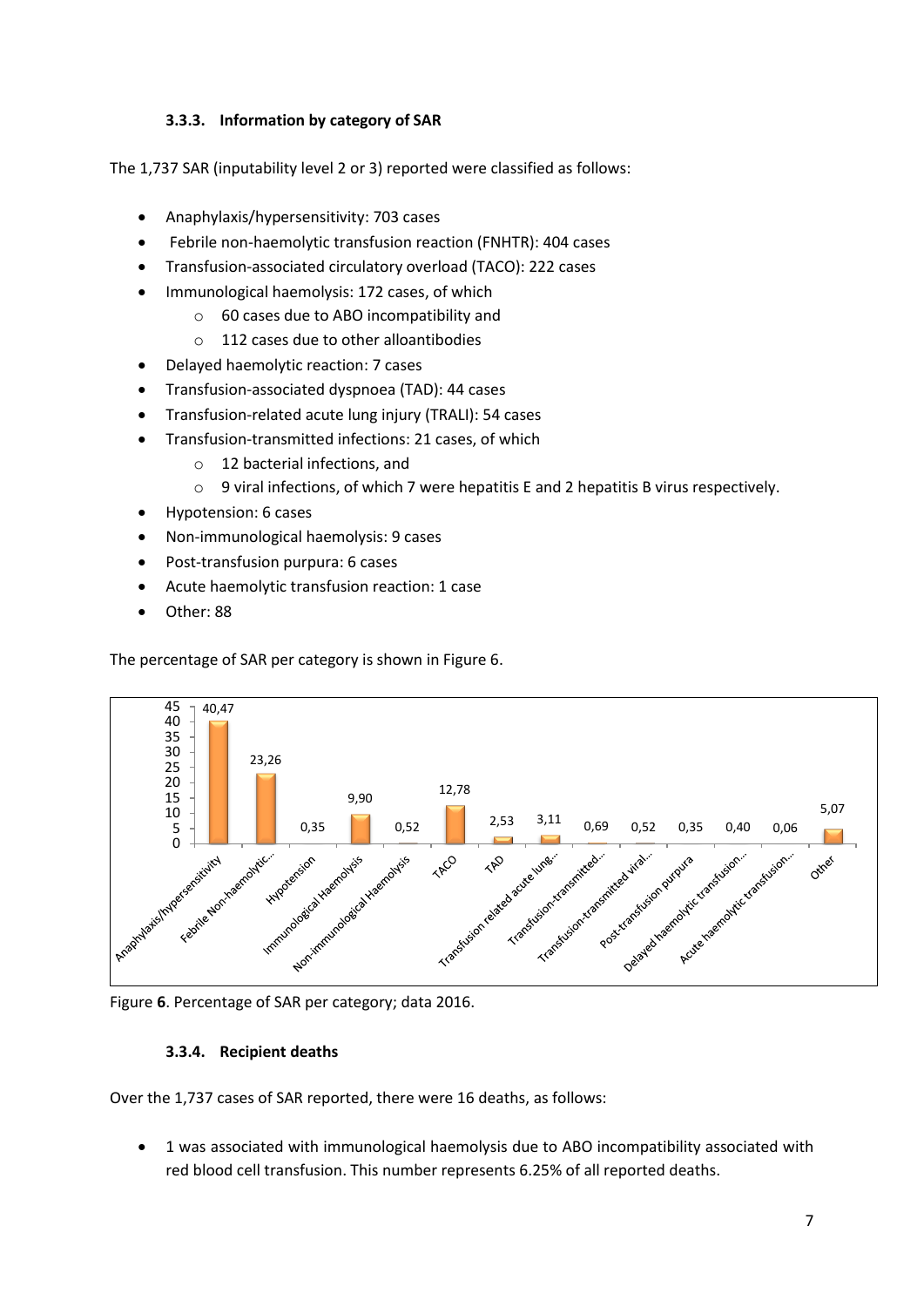### 3.3.3. Information by category of SAR

The 1,737 SAR (inputability level 2 or 3) reported were classified as follows:

- Anaphylaxis/hypersensitivity: 703 cases
- Febrile non-haemolytic transfusion reaction (FNHTR): 404 cases
- Transfusion-associated circulatory overload (TACO): 222 cases
- Immunological haemolysis: 172 cases, of which
  - 60 cases due to ABO incompatibility and
  - 112 cases due to other alloantibodies
- Delayed haemolytic reaction: 7 cases
- Transfusion-associated dyspnoea (TAD): 44 cases
- Transfusion-related acute lung injury (TRALI): 54 cases
- Transfusion-transmitted infections: 21 cases, of which
  - 12 bacterial infections, and
  - 9 viral infections, of which 7 were hepatitis E and 2 hepatitis B virus respectively.
- Hypotension: 6 cases
- Non-immunological haemolysis: 9 cases
- Post-transfusion purpura: 6 cases
- Acute haemolytic transfusion reaction: 1 case
- Other: 88

The percentage of SAR per category is shown in Figure 6.

| Category | Percentage |
| --- | --- |
| Anaphylaxis/hypersensitivity | 40,47 |
| Febrile Non-haemolytic… | 23,26 |
| Hypotension | 0,35 |
| Immunological Haemolysis | 9,90 |
| Non-immunological Haemolysis | 0,52 |
| TACO | 12,78 |
| TAD | 2,53 |
| Transfusion related acute lung… | 3,11 |
| Transfusion-transmitted… | 0,69 |
| Transfusion-transmitted viral… | 0,52 |
| Post-transfusion purpura | 0,35 |
| Delayed haemolytic transfusion… | 0,40 |
| Acute haemolytic transfusion… | 0,06 |
| Other | 5,07 |

Figure **6**. Percentage of SAR per category; data 2016.

### 3.3.4. Recipient deaths

Over the 1,737 cases of SAR reported, there were 16 deaths, as follows:

- 1 was associated with immunological haemolysis due to ABO incompatibility associated with red blood cell transfusion. This number represents 6.25% of all reported deaths.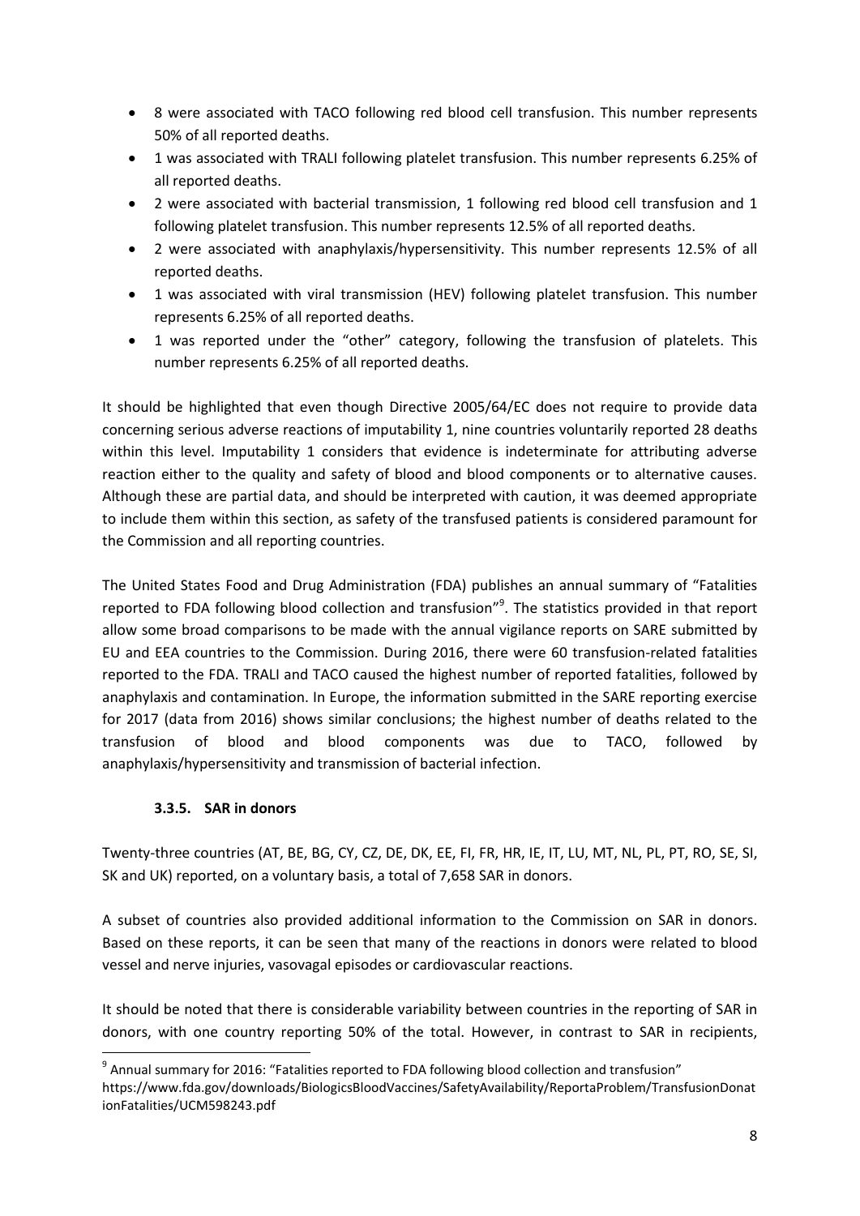- 8 were associated with TACO following red blood cell transfusion. This number represents 50% of all reported deaths.
- 1 was associated with TRALI following platelet transfusion. This number represents 6.25% of all reported deaths.
- 2 were associated with bacterial transmission, 1 following red blood cell transfusion and 1 following platelet transfusion. This number represents 12.5% of all reported deaths.
- 2 were associated with anaphylaxis/hypersensitivity. This number represents 12.5% of all reported deaths.
- 1 was associated with viral transmission (HEV) following platelet transfusion. This number represents 6.25% of all reported deaths.
- 1 was reported under the "other" category, following the transfusion of platelets. This number represents 6.25% of all reported deaths.

It should be highlighted that even though Directive 2005/64/EC does not require to provide data concerning serious adverse reactions of imputability 1, nine countries voluntarily reported 28 deaths within this level. Imputability 1 considers that evidence is indeterminate for attributing adverse reaction either to the quality and safety of blood and blood components or to alternative causes. Although these are partial data, and should be interpreted with caution, it was deemed appropriate to include them within this section, as safety of the transfused patients is considered paramount for the Commission and all reporting countries.

The United States Food and Drug Administration (FDA) publishes an annual summary of "Fatalities reported to FDA following blood collection and transfusion"[9]. The statistics provided in that report allow some broad comparisons to be made with the annual vigilance reports on SARE submitted by EU and EEA countries to the Commission. During 2016, there were 60 transfusion-related fatalities reported to the FDA. TRALI and TACO caused the highest number of reported fatalities, followed by anaphylaxis and contamination. In Europe, the information submitted in the SARE reporting exercise for 2017 (data from 2016) shows similar conclusions; the highest number of deaths related to the transfusion of blood and blood components was due to TACO, followed by anaphylaxis/hypersensitivity and transmission of bacterial infection.

### 3.3.5. SAR in donors

Twenty-three countries (AT, BE, BG, CY, CZ, DE, DK, EE, FI, FR, HR, IE, IT, LU, MT, NL, PL, PT, RO, SE, SI, SK and UK) reported, on a voluntary basis, a total of 7,658 SAR in donors.

A subset of countries also provided additional information to the Commission on SAR in donors. Based on these reports, it can be seen that many of the reactions in donors were related to blood vessel and nerve injuries, vasovagal episodes or cardiovascular reactions.

It should be noted that there is considerable variability between countries in the reporting of SAR in donors, with one country reporting 50% of the total. However, in contrast to SAR in recipients,

---

[9] Annual summary for 2016: "Fatalities reported to FDA following blood collection and transfusion" https://www.fda.gov/downloads/BiologicsBloodVaccines/SafetyAvailability/ReportaProblem/TransfusionDonationFatalities/UCM598243.pdf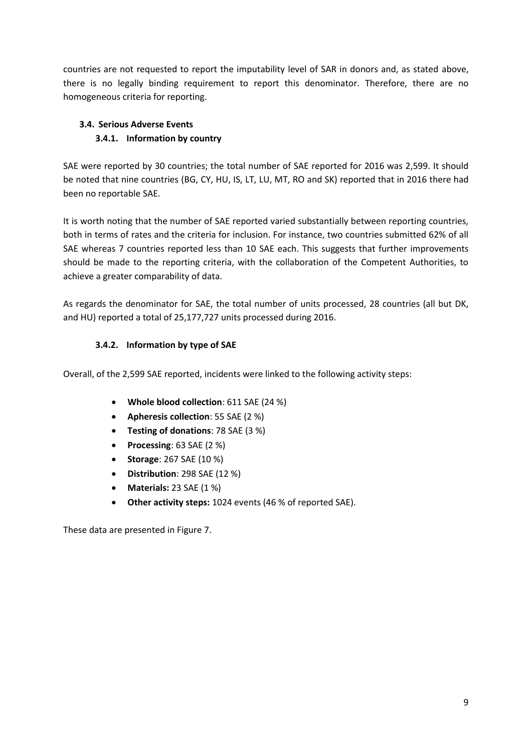countries are not requested to report the imputability level of SAR in donors and, as stated above, there is no legally binding requirement to report this denominator. Therefore, there are no homogeneous criteria for reporting.

### 3.4. Serious Adverse Events

#### 3.4.1. Information by country

SAE were reported by 30 countries; the total number of SAE reported for 2016 was 2,599. It should be noted that nine countries (BG, CY, HU, IS, LT, LU, MT, RO and SK) reported that in 2016 there had been no reportable SAE.

It is worth noting that the number of SAE reported varied substantially between reporting countries, both in terms of rates and the criteria for inclusion. For instance, two countries submitted 62% of all SAE whereas 7 countries reported less than 10 SAE each. This suggests that further improvements should be made to the reporting criteria, with the collaboration of the Competent Authorities, to achieve a greater comparability of data.

As regards the denominator for SAE, the total number of units processed, 28 countries (all but DK, and HU) reported a total of 25,177,727 units processed during 2016.

#### 3.4.2. Information by type of SAE

Overall, of the 2,599 SAE reported, incidents were linked to the following activity steps:

- **Whole blood collection**: 611 SAE (24 %)
- **Apheresis collection**: 55 SAE (2 %)
- **Testing of donations**: 78 SAE (3 %)
- **Processing**: 63 SAE (2 %)
- **Storage**: 267 SAE (10 %)
- **Distribution**: 298 SAE (12 %)
- **Materials:** 23 SAE (1 %)
- **Other activity steps:** 1024 events (46 % of reported SAE).

These data are presented in Figure 7.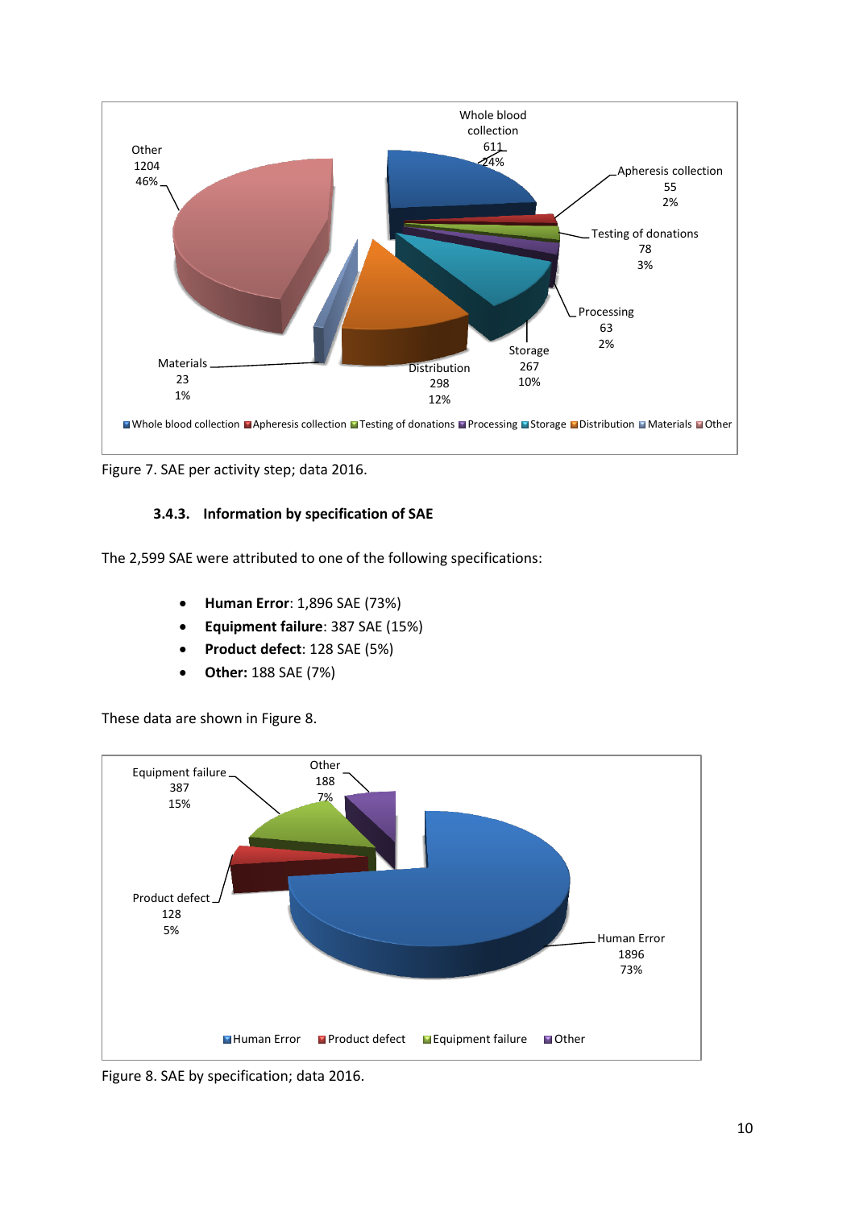Figure 7. SAE per activity step; data 2016.

### 3.4.3. Information by specification of SAE

The 2,599 SAE were attributed to one of the following specifications:

- **Human Error**: 1,896 SAE (73%)
- **Equipment failure**: 387 SAE (15%)
- **Product defect**: 128 SAE (5%)
- **Other:** 188 SAE (7%)

These data are shown in Figure 8.

Figure 8. SAE by specification; data 2016.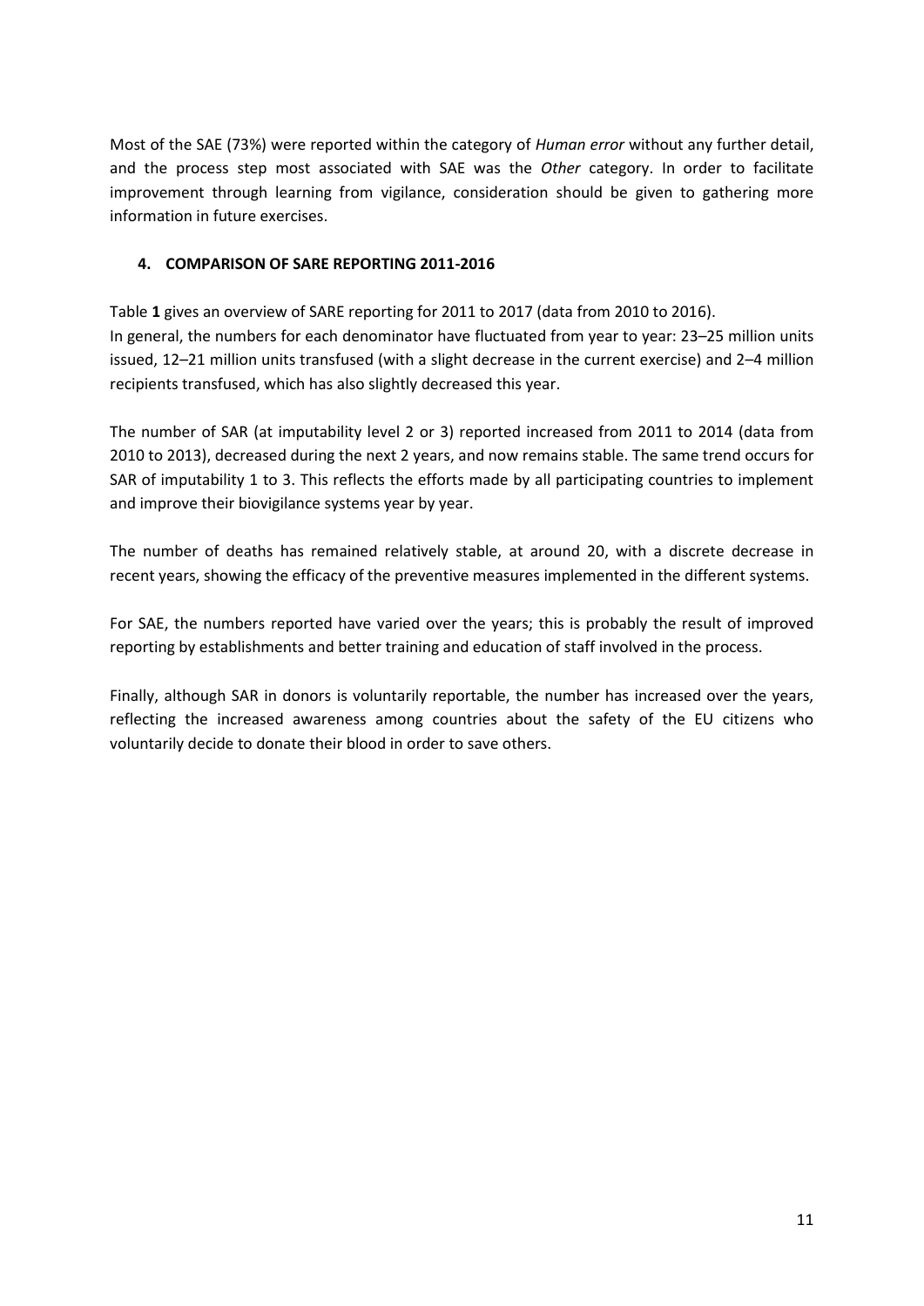Most of the SAE (73%) were reported within the category of *Human error* without any further detail, and the process step most associated with SAE was the *Other* category. In order to facilitate improvement through learning from vigilance, consideration should be given to gathering more information in future exercises.

## 4. COMPARISON OF SARE REPORTING 2011-2016

Table **1** gives an overview of SARE reporting for 2011 to 2017 (data from 2010 to 2016).
In general, the numbers for each denominator have fluctuated from year to year: 23–25 million units issued, 12–21 million units transfused (with a slight decrease in the current exercise) and 2–4 million recipients transfused, which has also slightly decreased this year.

The number of SAR (at imputability level 2 or 3) reported increased from 2011 to 2014 (data from 2010 to 2013), decreased during the next 2 years, and now remains stable. The same trend occurs for SAR of imputability 1 to 3. This reflects the efforts made by all participating countries to implement and improve their biovigilance systems year by year.

The number of deaths has remained relatively stable, at around 20, with a discrete decrease in recent years, showing the efficacy of the preventive measures implemented in the different systems.

For SAE, the numbers reported have varied over the years; this is probably the result of improved reporting by establishments and better training and education of staff involved in the process.

Finally, although SAR in donors is voluntarily reportable, the number has increased over the years, reflecting the increased awareness among countries about the safety of the EU citizens who voluntarily decide to donate their blood in order to save others.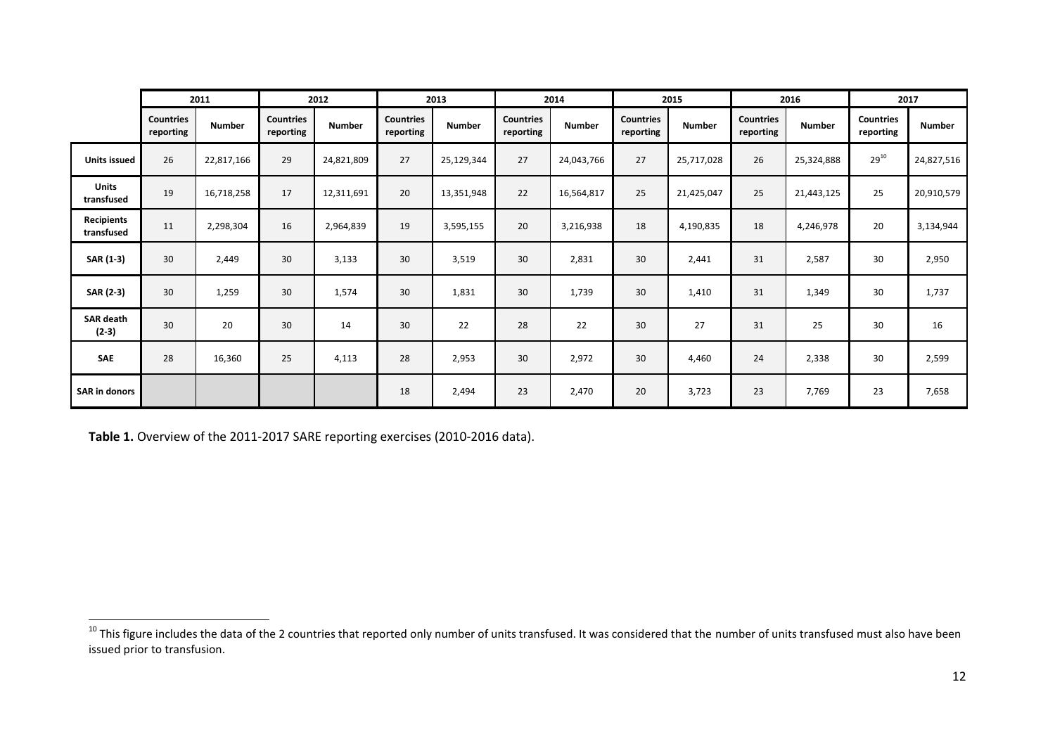| | 2011 | | 2012 | | 2013 | | 2014 | | 2015 | | 2016 | | 2017 | |
|---|---|---|---|---|---|---|---|---|---|---|---|---|---|---|
| | **Countries reporting** | **Number** | **Countries reporting** | **Number** | **Countries reporting** | **Number** | **Countries reporting** | **Number** | **Countries reporting** | **Number** | **Countries reporting** | **Number** | **Countries reporting** | **Number** |
| **Units issued** | 26 | 22,817,166 | 29 | 24,821,809 | 27 | 25,129,344 | 27 | 24,043,766 | 27 | 25,717,028 | 26 | 25,324,888 | 29[10] | 24,827,516 |
| **Units transfused** | 19 | 16,718,258 | 17 | 12,311,691 | 20 | 13,351,948 | 22 | 16,564,817 | 25 | 21,425,047 | 25 | 21,443,125 | 25 | 20,910,579 |
| **Recipients transfused** | 11 | 2,298,304 | 16 | 2,964,839 | 19 | 3,595,155 | 20 | 3,216,938 | 18 | 4,190,835 | 18 | 4,246,978 | 20 | 3,134,944 |
| **SAR (1-3)** | 30 | 2,449 | 30 | 3,133 | 30 | 3,519 | 30 | 2,831 | 30 | 2,441 | 31 | 2,587 | 30 | 2,950 |
| **SAR (2-3)** | 30 | 1,259 | 30 | 1,574 | 30 | 1,831 | 30 | 1,739 | 30 | 1,410 | 31 | 1,349 | 30 | 1,737 |
| **SAR death (2-3)** | 30 | 20 | 30 | 14 | 30 | 22 | 28 | 22 | 30 | 27 | 31 | 25 | 30 | 16 |
| **SAE** | 28 | 16,360 | 25 | 4,113 | 28 | 2,953 | 30 | 2,972 | 30 | 4,460 | 24 | 2,338 | 30 | 2,599 |
| **SAR in donors** | | | | | 18 | 2,494 | 23 | 2,470 | 20 | 3,723 | 23 | 7,769 | 23 | 7,658 |

**Table 1.** Overview of the 2011-2017 SARE reporting exercises (2010-2016 data).

[10] This figure includes the data of the 2 countries that reported only number of units transfused. It was considered that the number of units transfused must also have been issued prior to transfusion.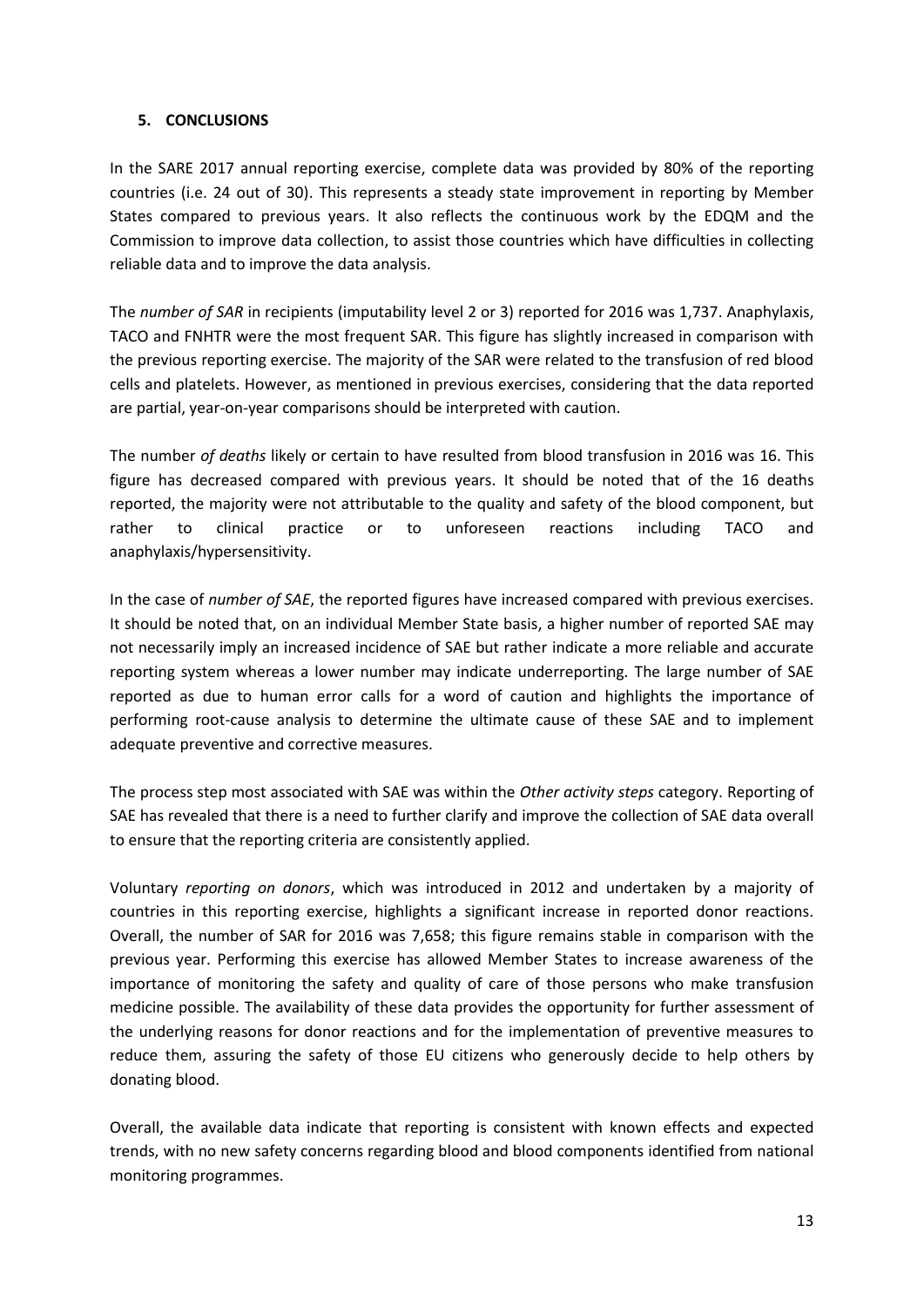## 5. CONCLUSIONS

In the SARE 2017 annual reporting exercise, complete data was provided by 80% of the reporting countries (i.e. 24 out of 30). This represents a steady state improvement in reporting by Member States compared to previous years. It also reflects the continuous work by the EDQM and the Commission to improve data collection, to assist those countries which have difficulties in collecting reliable data and to improve the data analysis.

The *number of SAR* in recipients (imputability level 2 or 3) reported for 2016 was 1,737. Anaphylaxis, TACO and FNHTR were the most frequent SAR. This figure has slightly increased in comparison with the previous reporting exercise. The majority of the SAR were related to the transfusion of red blood cells and platelets. However, as mentioned in previous exercises, considering that the data reported are partial, year-on-year comparisons should be interpreted with caution.

The number *of deaths* likely or certain to have resulted from blood transfusion in 2016 was 16. This figure has decreased compared with previous years. It should be noted that of the 16 deaths reported, the majority were not attributable to the quality and safety of the blood component, but rather to clinical practice or to unforeseen reactions including TACO and anaphylaxis/hypersensitivity.

In the case of *number of SAE*, the reported figures have increased compared with previous exercises. It should be noted that, on an individual Member State basis, a higher number of reported SAE may not necessarily imply an increased incidence of SAE but rather indicate a more reliable and accurate reporting system whereas a lower number may indicate underreporting. The large number of SAE reported as due to human error calls for a word of caution and highlights the importance of performing root-cause analysis to determine the ultimate cause of these SAE and to implement adequate preventive and corrective measures.

The process step most associated with SAE was within the *Other activity steps* category. Reporting of SAE has revealed that there is a need to further clarify and improve the collection of SAE data overall to ensure that the reporting criteria are consistently applied.

Voluntary *reporting on donors*, which was introduced in 2012 and undertaken by a majority of countries in this reporting exercise, highlights a significant increase in reported donor reactions. Overall, the number of SAR for 2016 was 7,658; this figure remains stable in comparison with the previous year. Performing this exercise has allowed Member States to increase awareness of the importance of monitoring the safety and quality of care of those persons who make transfusion medicine possible. The availability of these data provides the opportunity for further assessment of the underlying reasons for donor reactions and for the implementation of preventive measures to reduce them, assuring the safety of those EU citizens who generously decide to help others by donating blood.

Overall, the available data indicate that reporting is consistent with known effects and expected trends, with no new safety concerns regarding blood and blood components identified from national monitoring programmes.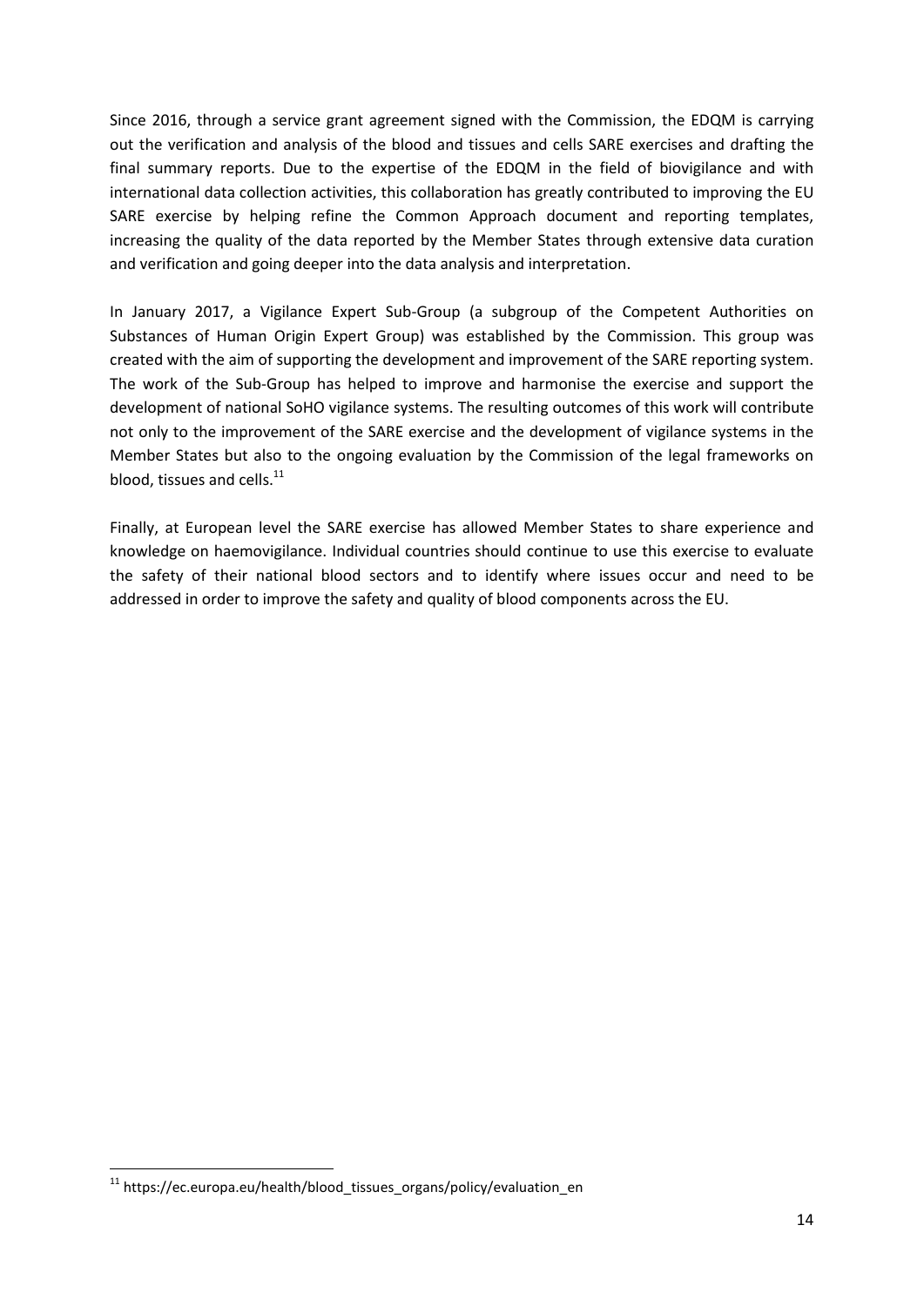Since 2016, through a service grant agreement signed with the Commission, the EDQM is carrying out the verification and analysis of the blood and tissues and cells SARE exercises and drafting the final summary reports. Due to the expertise of the EDQM in the field of biovigilance and with international data collection activities, this collaboration has greatly contributed to improving the EU SARE exercise by helping refine the Common Approach document and reporting templates, increasing the quality of the data reported by the Member States through extensive data curation and verification and going deeper into the data analysis and interpretation.

In January 2017, a Vigilance Expert Sub-Group (a subgroup of the Competent Authorities on Substances of Human Origin Expert Group) was established by the Commission. This group was created with the aim of supporting the development and improvement of the SARE reporting system. The work of the Sub-Group has helped to improve and harmonise the exercise and support the development of national SoHO vigilance systems. The resulting outcomes of this work will contribute not only to the improvement of the SARE exercise and the development of vigilance systems in the Member States but also to the ongoing evaluation by the Commission of the legal frameworks on blood, tissues and cells.[11]

Finally, at European level the SARE exercise has allowed Member States to share experience and knowledge on haemovigilance. Individual countries should continue to use this exercise to evaluate the safety of their national blood sectors and to identify where issues occur and need to be addressed in order to improve the safety and quality of blood components across the EU.

[11] https://ec.europa.eu/health/blood_tissues_organs/policy/evaluation_en